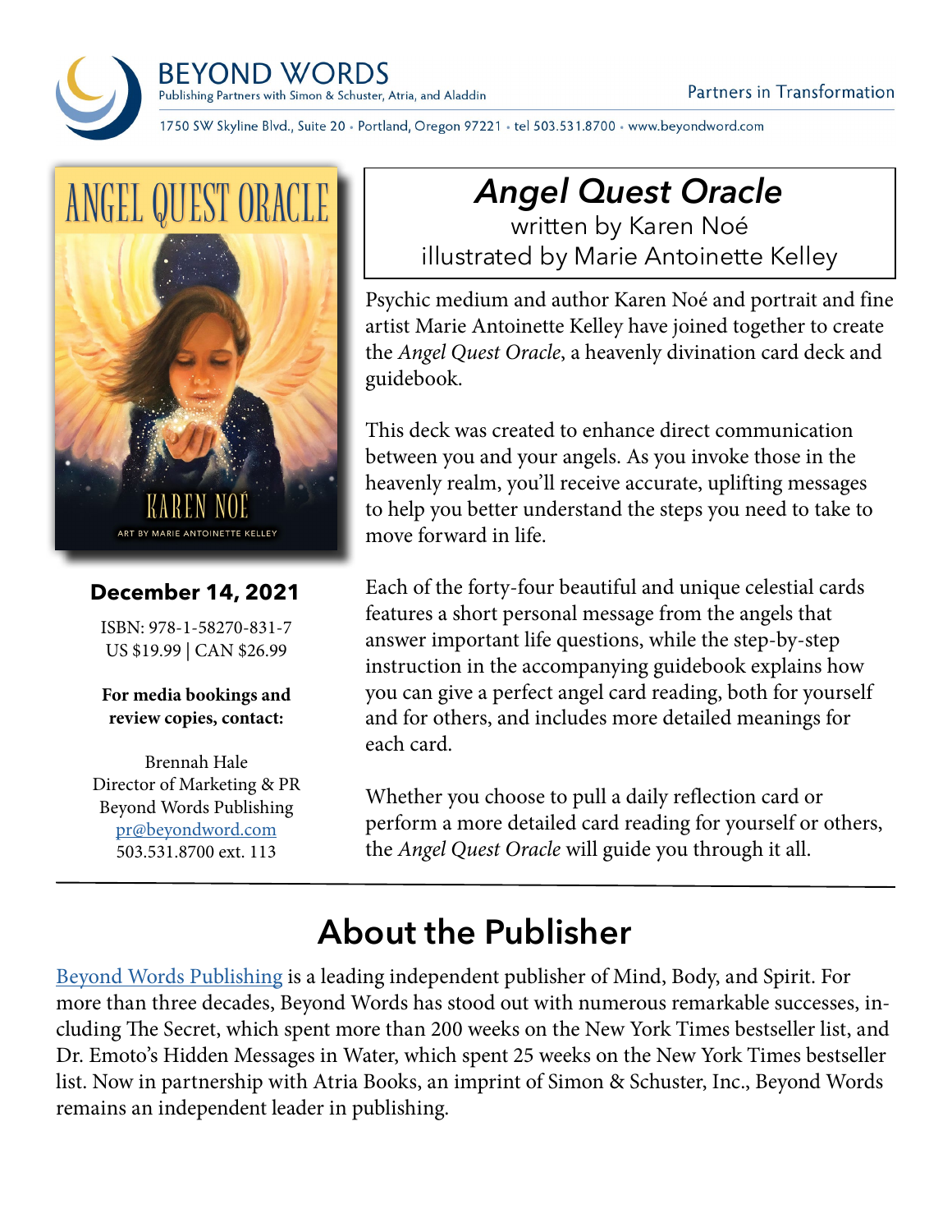BEYOND WORDS
Publishing Partners with Simon & Schuster, Atria, and Aladdin

Partners in Transformation

1750 SW Skyline Blvd., Suite 20 • Portland, Oregon 97221 • tel 503.531.8700 • www.beyondword.com

# *Angel Quest Oracle*

written by Karen Noé
illustrated by Marie Antoinette Kelley

Psychic medium and author Karen Noé and portrait and fine artist Marie Antoinette Kelley have joined together to create the *Angel Quest Oracle*, a heavenly divination card deck and guidebook.

This deck was created to enhance direct communication between you and your angels. As you invoke those in the heavenly realm, you'll receive accurate, uplifting messages to help you better understand the steps you need to take to move forward in life.

Each of the forty-four beautiful and unique celestial cards features a short personal message from the angels that answer important life questions, while the step-by-step instruction in the accompanying guidebook explains how you can give a perfect angel card reading, both for yourself and for others, and includes more detailed meanings for each card.

Whether you choose to pull a daily reflection card or perform a more detailed card reading for yourself or others, the *Angel Quest Oracle* will guide you through it all.

**December 14, 2021**

ISBN: 978-1-58270-831-7
US $19.99 | CAN $26.99

**For media bookings and review copies, contact:**

Brennah Hale
Director of Marketing & PR
Beyond Words Publishing
pr@beyondword.com
503.531.8700 ext. 113

## About the Publisher

Beyond Words Publishing is a leading independent publisher of Mind, Body, and Spirit. For more than three decades, Beyond Words has stood out with numerous remarkable successes, including The Secret, which spent more than 200 weeks on the New York Times bestseller list, and Dr. Emoto's Hidden Messages in Water, which spent 25 weeks on the New York Times bestseller list. Now in partnership with Atria Books, an imprint of Simon & Schuster, Inc., Beyond Words remains an independent leader in publishing.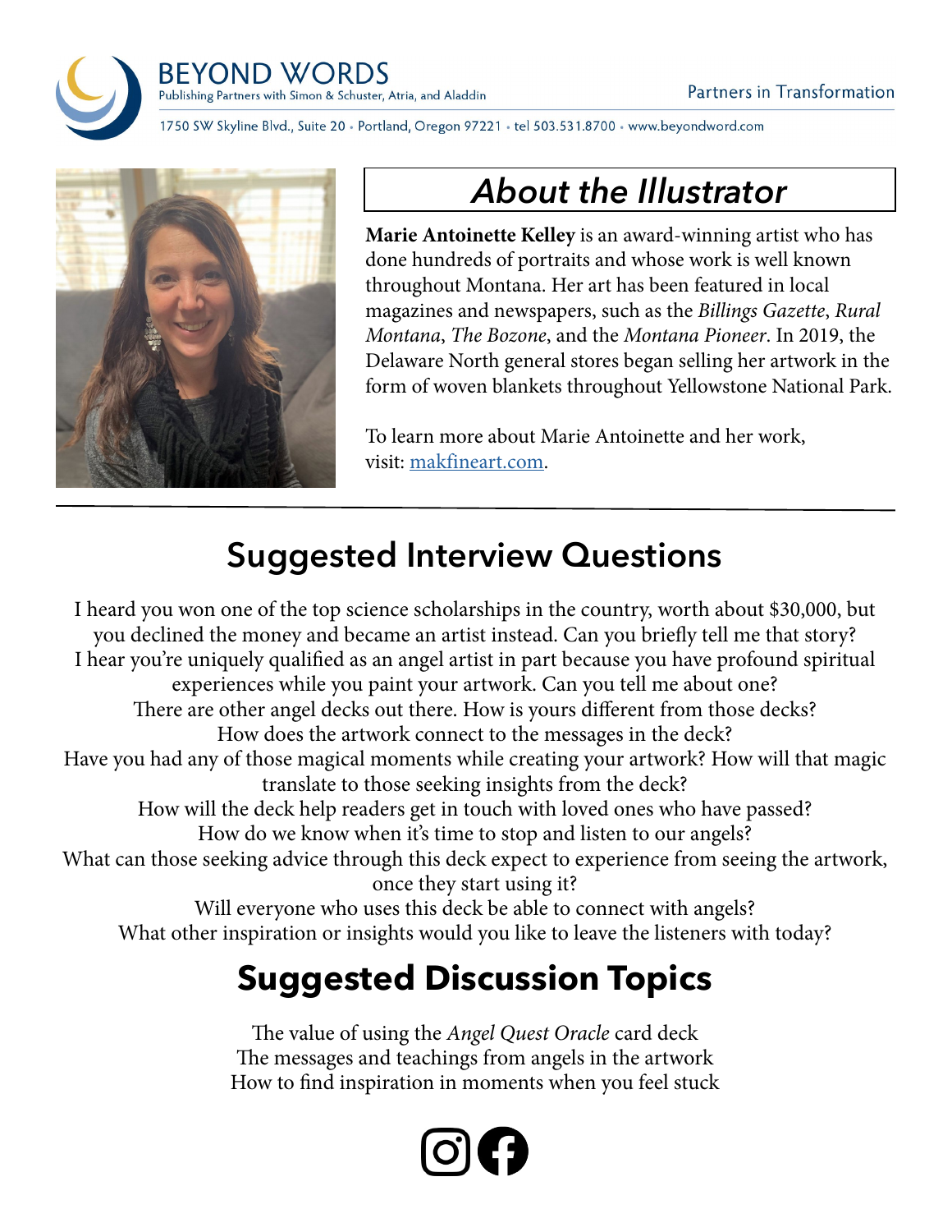BEYOND WORDS

Publishing Partners with Simon & Schuster, Atria, and Aladdin

Partners in Transformation

1750 SW Skyline Blvd., Suite 20 • Portland, Oregon 97221 • tel 503.531.8700 • www.beyondword.com

## About the Illustrator

**Marie Antoinette Kelley** is an award-winning artist who has done hundreds of portraits and whose work is well known throughout Montana. Her art has been featured in local magazines and newspapers, such as the *Billings Gazette*, *Rural Montana*, *The Bozone*, and the *Montana Pioneer*. In 2019, the Delaware North general stores began selling her artwork in the form of woven blankets throughout Yellowstone National Park.

To learn more about Marie Antoinette and her work, visit: [makfineart.com](makfineart.com).

## Suggested Interview Questions

I heard you won one of the top science scholarships in the country, worth about $30,000, but you declined the money and became an artist instead. Can you briefly tell me that story?

I hear you're uniquely qualified as an angel artist in part because you have profound spiritual experiences while you paint your artwork. Can you tell me about one?

There are other angel decks out there. How is yours different from those decks?

How does the artwork connect to the messages in the deck?

Have you had any of those magical moments while creating your artwork? How will that magic translate to those seeking insights from the deck?

How will the deck help readers get in touch with loved ones who have passed?

How do we know when it's time to stop and listen to our angels?

What can those seeking advice through this deck expect to experience from seeing the artwork, once they start using it?

Will everyone who uses this deck be able to connect with angels?

What other inspiration or insights would you like to leave the listeners with today?

## Suggested Discussion Topics

The value of using the *Angel Quest Oracle* card deck

The messages and teachings from angels in the artwork

How to find inspiration in moments when you feel stuck